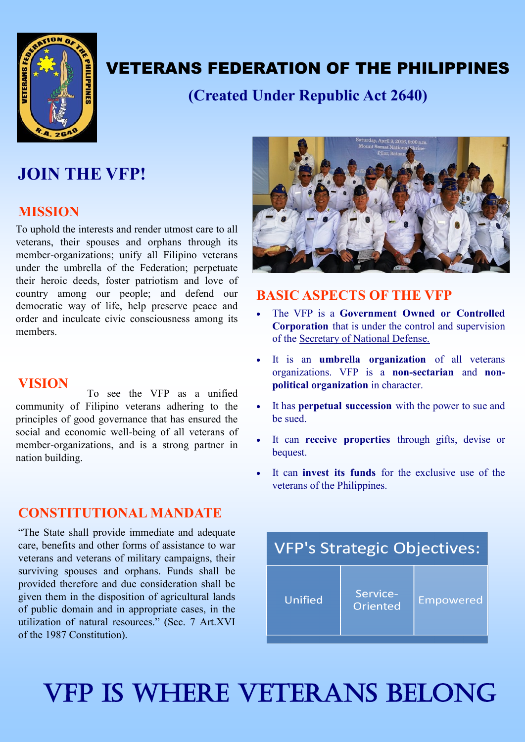# VETERANS FEDERATION OF THE PHILIPPINES

**(Created Under Republic Act 2640)**

## JOIN THE VFP!

### MISSION

To uphold the interests and render utmost care to all veterans, their spouses and orphans through its member-organizations; unify all Filipino veterans under the umbrella of the Federation; perpetuate their heroic deeds, foster patriotism and love of country among our people; and defend our democratic way of life, help preserve peace and order and inculcate civic consciousness among its members.

### VISION

To see the VFP as a unified community of Filipino veterans adhering to the principles of good governance that has ensured the social and economic well-being of all veterans of member-organizations, and is a strong partner in nation building.

### CONSTITUTIONAL MANDATE

"The State shall provide immediate and adequate care, benefits and other forms of assistance to war veterans and veterans of military campaigns, their surviving spouses and orphans. Funds shall be provided therefore and due consideration shall be given them in the disposition of agricultural lands of public domain and in appropriate cases, in the utilization of natural resources." (Sec. 7 Art.XVI of the 1987 Constitution).

### BASIC ASPECTS OF THE VFP

- The VFP is a **Government Owned or Controlled Corporation** that is under the control and supervision of the Secretary of National Defense.
- It is an **umbrella organization** of all veterans organizations. VFP is a **non-sectarian** and **non-political organization** in character.
- It has **perpetual succession** with the power to sue and be sued.
- It can **receive properties** through gifts, devise or bequest.
- It can **invest its funds** for the exclusive use of the veterans of the Philippines.

| VFP's Strategic Objectives: | | |
|---|---|---|
| Unified | Service-Oriented | Empowered |

# VFP IS WHERE VETERANS BELONG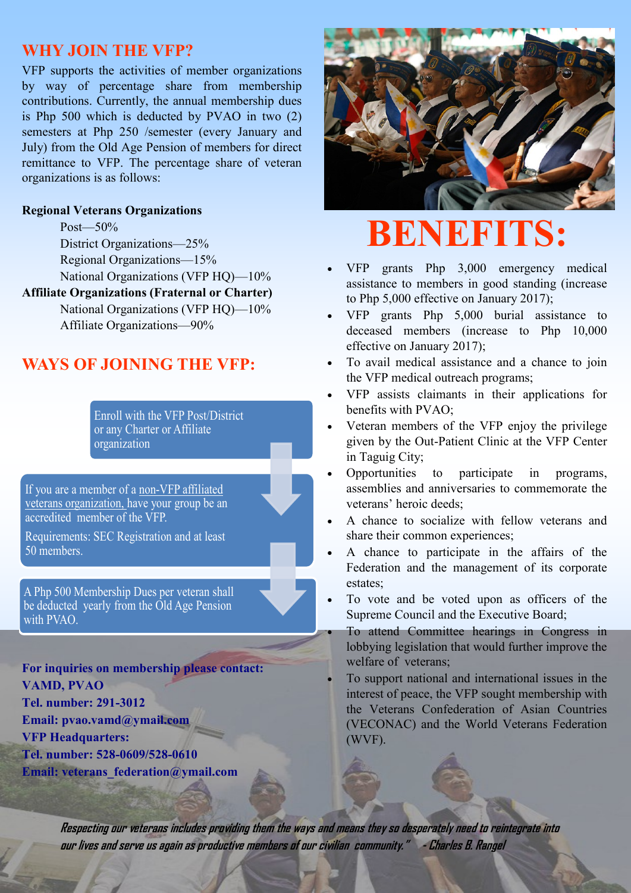## WHY JOIN THE VFP?

VFP supports the activities of member organizations by way of percentage share from membership contributions. Currently, the annual membership dues is Php 500 which is deducted by PVAO in two (2) semesters at Php 250 /semester (every January and July) from the Old Age Pension of members for direct remittance to VFP. The percentage share of veteran organizations is as follows:

**Regional Veterans Organizations**

- Post—50%
- District Organizations—25%
- Regional Organizations—15%
- National Organizations (VFP HQ)—10%

**Affiliate Organizations (Fraternal or Charter)**

- National Organizations (VFP HQ)—10%
- Affiliate Organizations—90%

## WAYS OF JOINING THE VFP:

Enroll with the VFP Post/District or any Charter or Affiliate organization

If you are a member of a non-VFP affiliated veterans organization, have your group be an accredited member of the VFP.

Requirements: SEC Registration and at least 50 members.

A Php 500 Membership Dues per veteran shall be deducted yearly from the Old Age Pension with PVAO.

**For inquiries on membership please contact:**
**VAMD, PVAO**
**Tel. number: 291-3012**
**Email: pvao.vamd@ymail.com**
**VFP Headquarters:**
**Tel. number: 528-0609/528-0610**
**Email: veterans_federation@ymail.com**

# BENEFITS:

- VFP grants Php 3,000 emergency medical assistance to members in good standing (increase to Php 5,000 effective on January 2017);
- VFP grants Php 5,000 burial assistance to deceased members (increase to Php 10,000 effective on January 2017);
- To avail medical assistance and a chance to join the VFP medical outreach programs;
- VFP assists claimants in their applications for benefits with PVAO;
- Veteran members of the VFP enjoy the privilege given by the Out-Patient Clinic at the VFP Center in Taguig City;
- Opportunities to participate in programs, assemblies and anniversaries to commemorate the veterans' heroic deeds;
- A chance to socialize with fellow veterans and share their common experiences;
- A chance to participate in the affairs of the Federation and the management of its corporate estates;
- To vote and be voted upon as officers of the Supreme Council and the Executive Board;
- To attend Committee hearings in Congress in lobbying legislation that would further improve the welfare of veterans;
- To support national and international issues in the interest of peace, the VFP sought membership with the Veterans Confederation of Asian Countries (VECONAC) and the World Veterans Federation (WVF).

*Respecting our veterans includes providing them the ways and means they so desperately need to reintegrate into our lives and serve us again as productive members of our civilian community." - Charles B. Rangel*